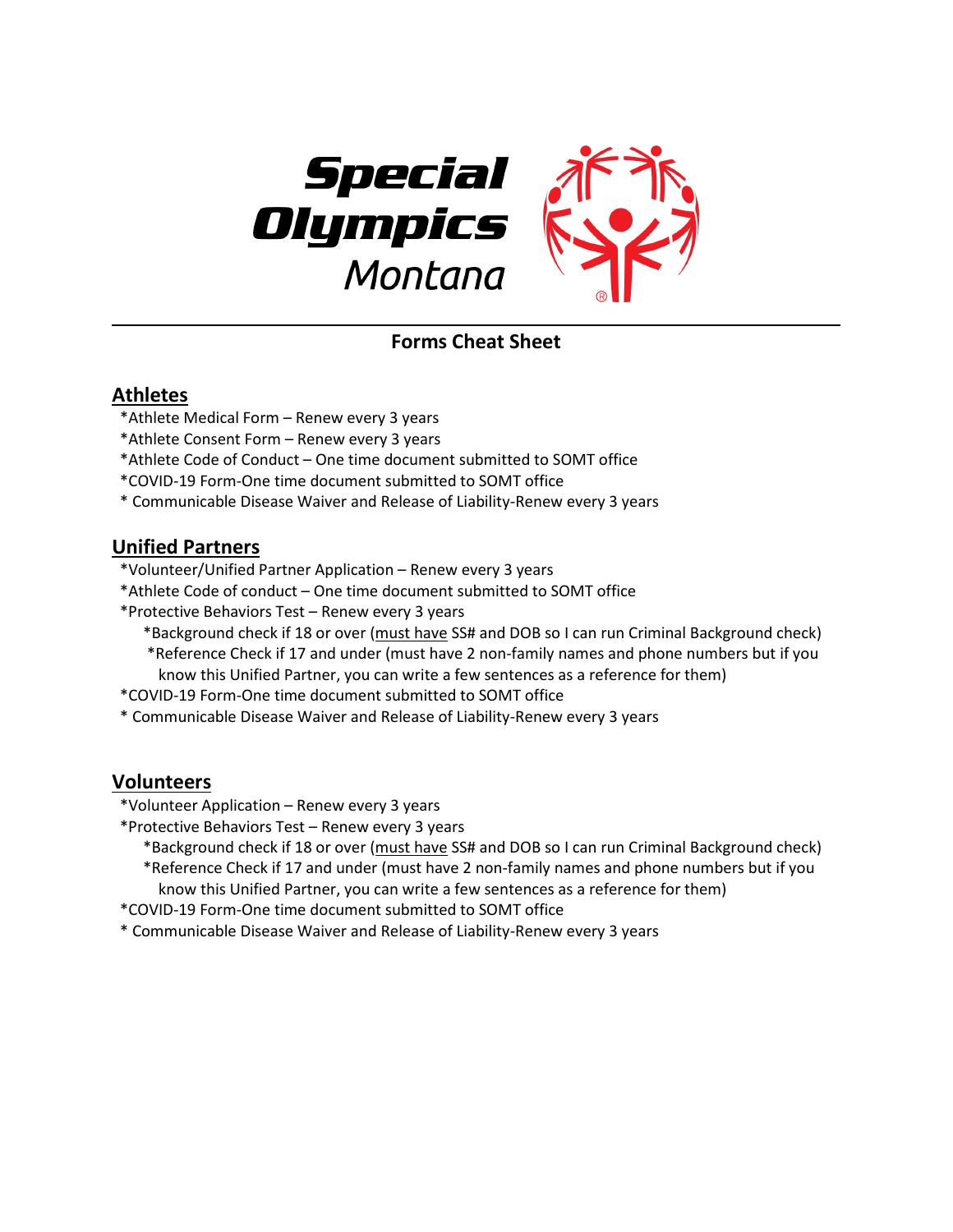# Special Olympics Montana

## Forms Cheat Sheet

### Athletes

*Athlete Medical Form – Renew every 3 years
*Athlete Consent Form – Renew every 3 years
*Athlete Code of Conduct – One time document submitted to SOMT office
*COVID-19 Form-One time document submitted to SOMT office
* Communicable Disease Waiver and Release of Liability-Renew every 3 years

### Unified Partners

*Volunteer/Unified Partner Application – Renew every 3 years
*Athlete Code of conduct – One time document submitted to SOMT office
*Protective Behaviors Test – Renew every 3 years
  *Background check if 18 or over (<u>must have</u> SS# and DOB so I can run Criminal Background check)
  *Reference Check if 17 and under (must have 2 non-family names and phone numbers but if you know this Unified Partner, you can write a few sentences as a reference for them)
*COVID-19 Form-One time document submitted to SOMT office
* Communicable Disease Waiver and Release of Liability-Renew every 3 years

### Volunteers

*Volunteer Application – Renew every 3 years
*Protective Behaviors Test – Renew every 3 years
  *Background check if 18 or over (<u>must have</u> SS# and DOB so I can run Criminal Background check)
  *Reference Check if 17 and under (must have 2 non-family names and phone numbers but if you know this Unified Partner, you can write a few sentences as a reference for them)
*COVID-19 Form-One time document submitted to SOMT office
* Communicable Disease Waiver and Release of Liability-Renew every 3 years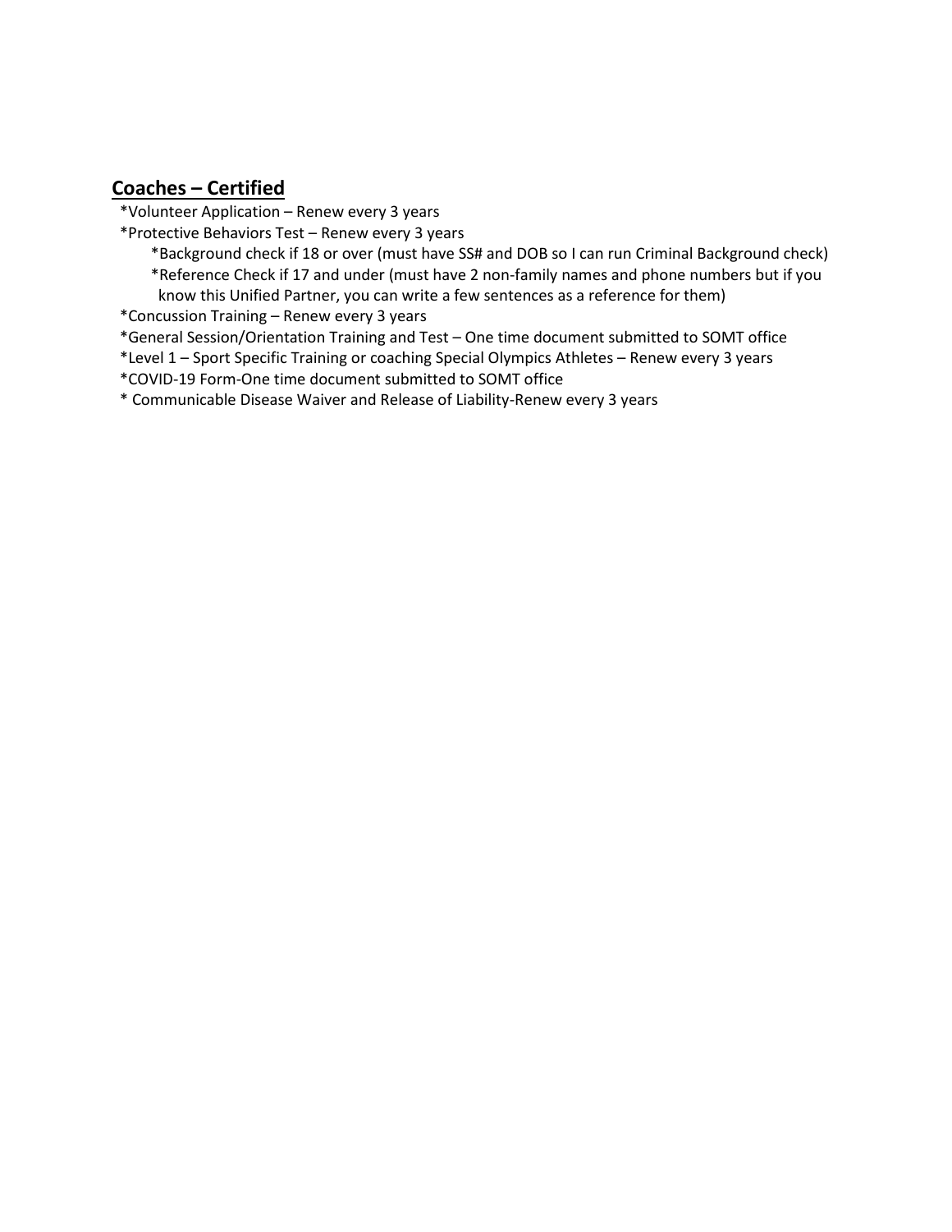## Coaches – Certified

*Volunteer Application – Renew every 3 years

*Protective Behaviors Test – Renew every 3 years

- *Background check if 18 or over (must have SS# and DOB so I can run Criminal Background check)
- *Reference Check if 17 and under (must have 2 non-family names and phone numbers but if you know this Unified Partner, you can write a few sentences as a reference for them)

*Concussion Training – Renew every 3 years

*General Session/Orientation Training and Test – One time document submitted to SOMT office

*Level 1 – Sport Specific Training or coaching Special Olympics Athletes – Renew every 3 years

*COVID-19 Form-One time document submitted to SOMT office

* Communicable Disease Waiver and Release of Liability-Renew every 3 years